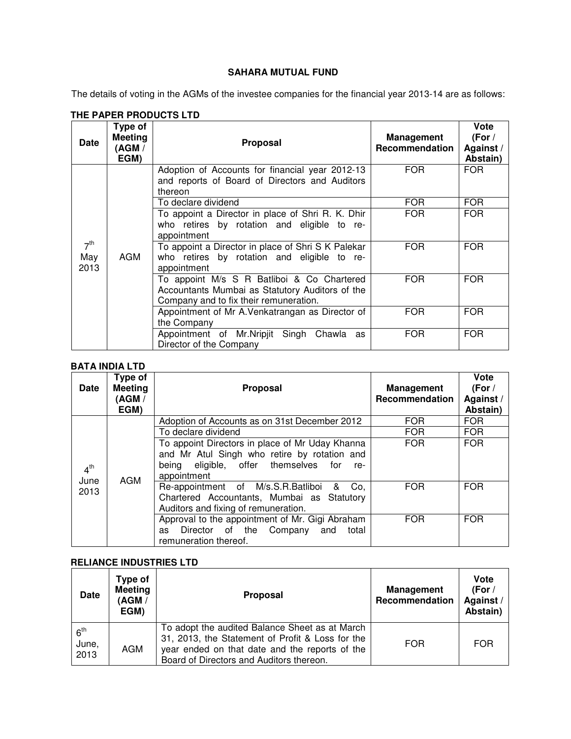# SAHARA MUTUAL FUND

The details of voting in the AGMs of the investee companies for the financial year 2013-14 are as follows:

## THE PAPER PRODUCTS LTD

| Date | Type of Meeting (AGM / EGM) | Proposal | Management Recommendation | Vote (For / Against / Abstain) |
|---|---|---|---|---|
| 7th May 2013 | AGM | Adoption of Accounts for financial year 2012-13 and reports of Board of Directors and Auditors thereon | FOR | FOR |
| | | To declare dividend | FOR | FOR |
| | | To appoint a Director in place of Shri R. K. Dhir who retires by rotation and eligible to re-appointment | FOR | FOR |
| | | To appoint a Director in place of Shri S K Palekar who retires by rotation and eligible to re-appointment | FOR | FOR |
| | | To appoint M/s S R Batliboi & Co Chartered Accountants Mumbai as Statutory Auditors of the Company and to fix their remuneration. | FOR | FOR |
| | | Appointment of Mr A.Venkatrangan as Director of the Company | FOR | FOR |
| | | Appointment of Mr.Nripjit Singh Chawla as Director of the Company | FOR | FOR |

## BATA INDIA LTD

| Date | Type of Meeting (AGM / EGM) | Proposal | Management Recommendation | Vote (For / Against / Abstain) |
|---|---|---|---|---|
| 4th June 2013 | AGM | Adoption of Accounts as on 31st December 2012 | FOR | FOR |
| | | To declare dividend | FOR | FOR |
| | | To appoint Directors in place of Mr Uday Khanna and Mr Atul Singh who retire by rotation and being eligible, offer themselves for re-appointment | FOR | FOR |
| | | Re-appointment of M/s.S.R.Batliboi & Co, Chartered Accountants, Mumbai as Statutory Auditors and fixing of remuneration. | FOR | FOR |
| | | Approval to the appointment of Mr. Gigi Abraham as Director of the Company and total remuneration thereof. | FOR | FOR |

## RELIANCE INDUSTRIES LTD

| Date | Type of Meeting (AGM / EGM) | Proposal | Management Recommendation | Vote (For / Against / Abstain) |
|---|---|---|---|---|
| 6th June, 2013 | AGM | To adopt the audited Balance Sheet as at March 31, 2013, the Statement of Profit & Loss for the year ended on that date and the reports of the Board of Directors and Auditors thereon. | FOR | FOR |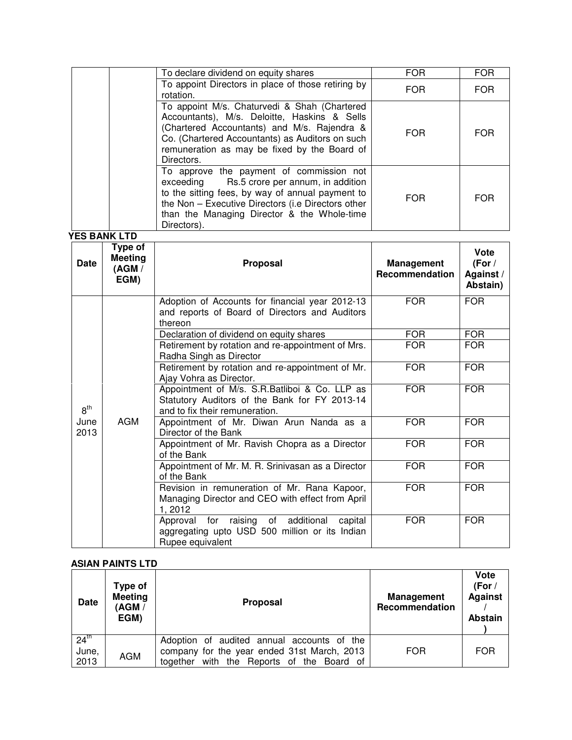| | | | | |
|---|---|---|---|---|
| | | To declare dividend on equity shares | FOR | FOR |
| | | To appoint Directors in place of those retiring by rotation. | FOR | FOR |
| | | To appoint M/s. Chaturvedi & Shah (Chartered Accountants), M/s. Deloitte, Haskins & Sells (Chartered Accountants) and M/s. Rajendra & Co. (Chartered Accountants) as Auditors on such remuneration as may be fixed by the Board of Directors. | FOR | FOR |
| | | To approve the payment of commission not exceeding Rs.5 crore per annum, in addition to the sitting fees, by way of annual payment to the Non – Executive Directors (i.e Directors other than the Managing Director & the Whole-time Directors). | FOR | FOR |

**YES BANK LTD**

| Date | Type of Meeting (AGM / EGM) | Proposal | Management Recommendation | Vote (For / Against / Abstain) |
|---|---|---|---|---|
| 8th June 2013 | AGM | Adoption of Accounts for financial year 2012-13 and reports of Board of Directors and Auditors thereon | FOR | FOR |
| | | Declaration of dividend on equity shares | FOR | FOR |
| | | Retirement by rotation and re-appointment of Mrs. Radha Singh as Director | FOR | FOR |
| | | Retirement by rotation and re-appointment of Mr. Ajay Vohra as Director. | FOR | FOR |
| | | Appointment of M/s. S.R.Batliboi & Co. LLP as Statutory Auditors of the Bank for FY 2013-14 and to fix their remuneration. | FOR | FOR |
| | | Appointment of Mr. Diwan Arun Nanda as a Director of the Bank | FOR | FOR |
| | | Appointment of Mr. Ravish Chopra as a Director of the Bank | FOR | FOR |
| | | Appointment of Mr. M. R. Srinivasan as a Director of the Bank | FOR | FOR |
| | | Revision in remuneration of Mr. Rana Kapoor, Managing Director and CEO with effect from April 1, 2012 | FOR | FOR |
| | | Approval for raising of additional capital aggregating upto USD 500 million or its Indian Rupee equivalent | FOR | FOR |

**ASIAN PAINTS LTD**

| Date | Type of Meeting (AGM / EGM) | Proposal | Management Recommendation | Vote (For / Against / Abstain) |
|---|---|---|---|---|
| 24th June, 2013 | AGM | Adoption of audited annual accounts of the company for the year ended 31st March, 2013 together with the Reports of the Board of | FOR | FOR |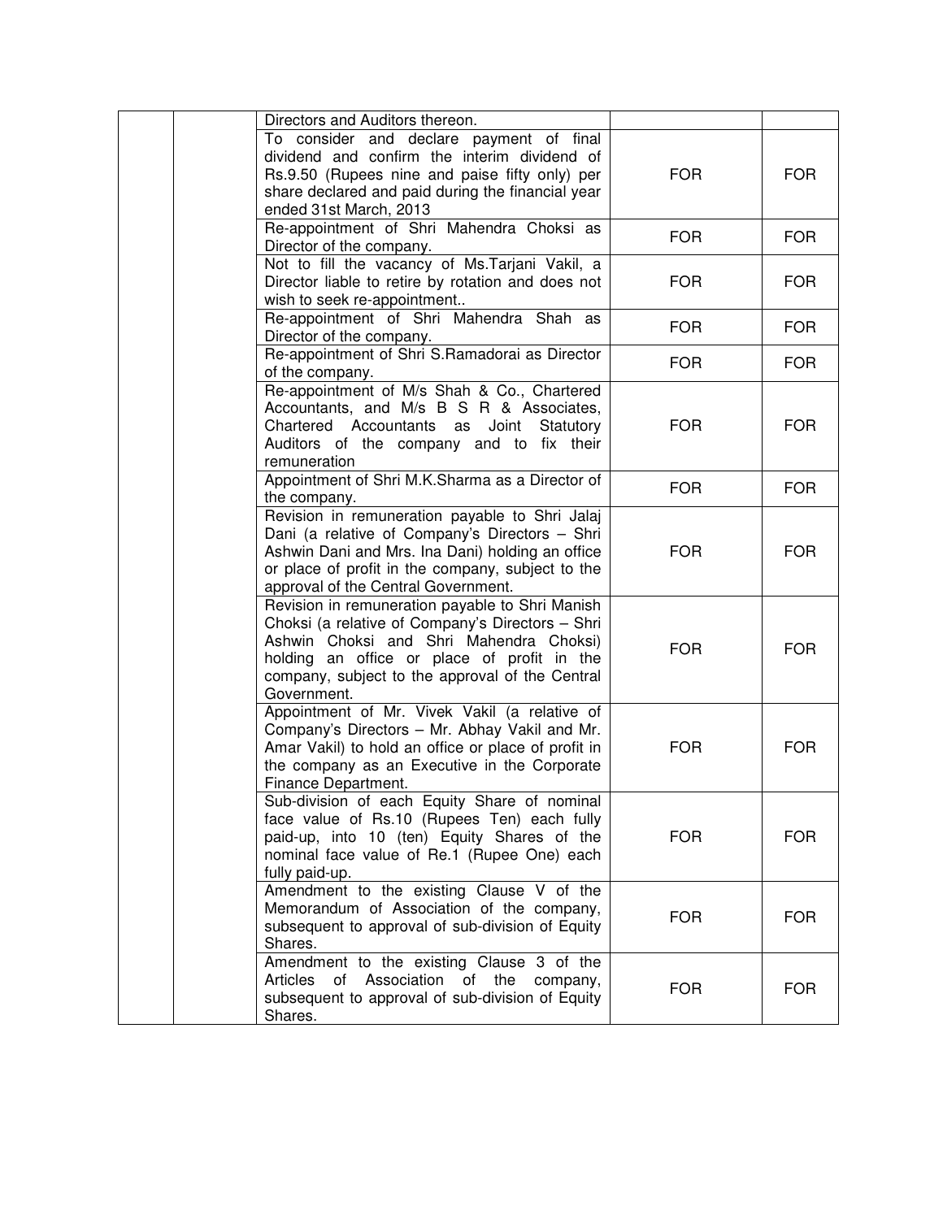| | | | | |
|---|---|---|---|---|
| | | Directors and Auditors thereon. | | |
| | | To consider and declare payment of final dividend and confirm the interim dividend of Rs.9.50 (Rupees nine and paise fifty only) per share declared and paid during the financial year ended 31st March, 2013 | FOR | FOR |
| | | Re-appointment of Shri Mahendra Choksi as Director of the company. | FOR | FOR |
| | | Not to fill the vacancy of Ms.Tarjani Vakil, a Director liable to retire by rotation and does not wish to seek re-appointment.. | FOR | FOR |
| | | Re-appointment of Shri Mahendra Shah as Director of the company. | FOR | FOR |
| | | Re-appointment of Shri S.Ramadorai as Director of the company. | FOR | FOR |
| | | Re-appointment of M/s Shah & Co., Chartered Accountants, and M/s B S R & Associates, Chartered Accountants as Joint Statutory Auditors of the company and to fix their remuneration | FOR | FOR |
| | | Appointment of Shri M.K.Sharma as a Director of the company. | FOR | FOR |
| | | Revision in remuneration payable to Shri Jalaj Dani (a relative of Company's Directors – Shri Ashwin Dani and Mrs. Ina Dani) holding an office or place of profit in the company, subject to the approval of the Central Government. | FOR | FOR |
| | | Revision in remuneration payable to Shri Manish Choksi (a relative of Company's Directors – Shri Ashwin Choksi and Shri Mahendra Choksi) holding an office or place of profit in the company, subject to the approval of the Central Government. | FOR | FOR |
| | | Appointment of Mr. Vivek Vakil (a relative of Company's Directors – Mr. Abhay Vakil and Mr. Amar Vakil) to hold an office or place of profit in the company as an Executive in the Corporate Finance Department. | FOR | FOR |
| | | Sub-division of each Equity Share of nominal face value of Rs.10 (Rupees Ten) each fully paid-up, into 10 (ten) Equity Shares of the nominal face value of Re.1 (Rupee One) each fully paid-up. | FOR | FOR |
| | | Amendment to the existing Clause V of the Memorandum of Association of the company, subsequent to approval of sub-division of Equity Shares. | FOR | FOR |
| | | Amendment to the existing Clause 3 of the Articles of Association of the company, subsequent to approval of sub-division of Equity Shares. | FOR | FOR |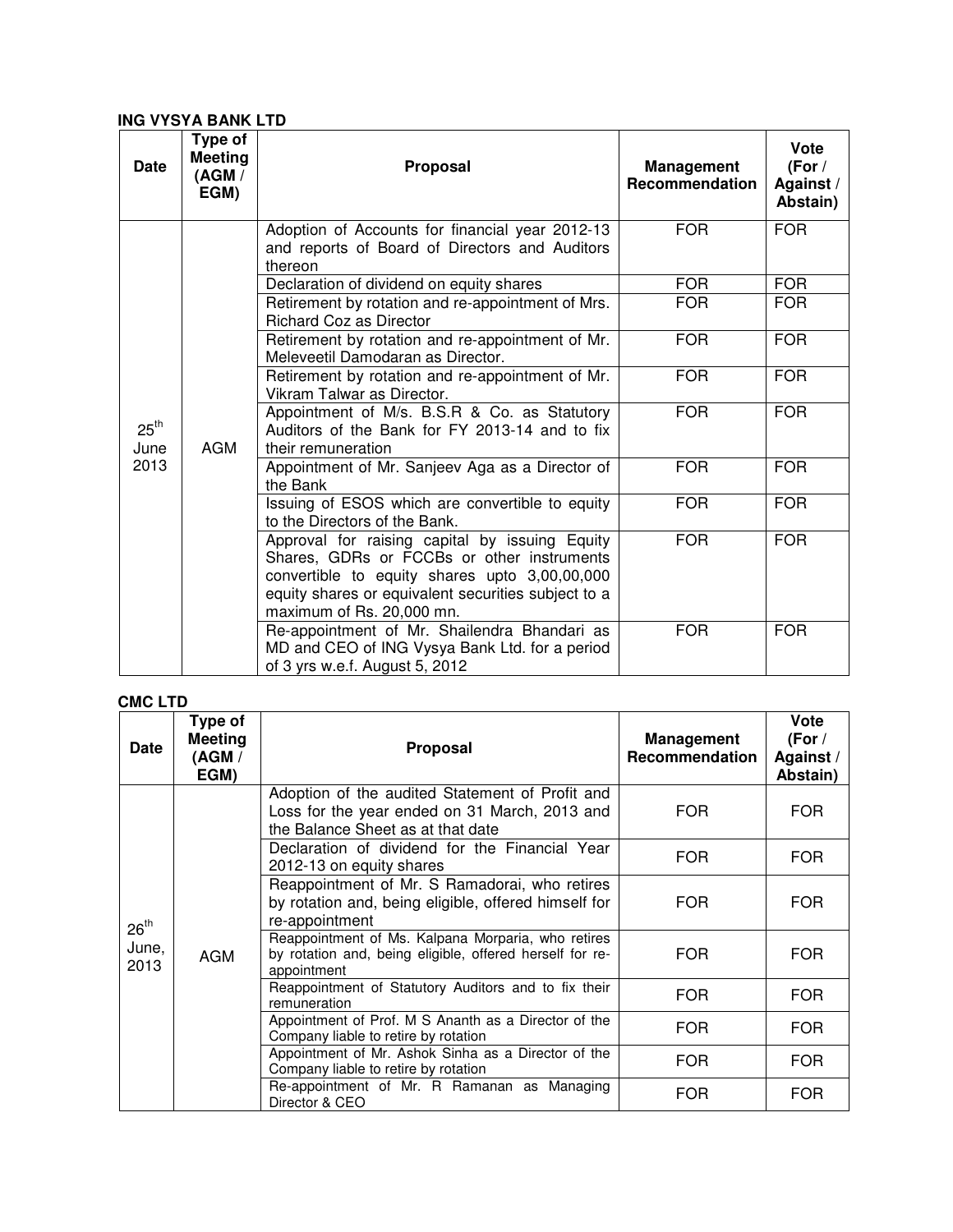**ING VYSYA BANK LTD**

| Date | Type of Meeting (AGM / EGM) | Proposal | Management Recommendation | Vote (For / Against / Abstain) |
|---|---|---|---|---|
| 25th June 2013 | AGM | Adoption of Accounts for financial year 2012-13 and reports of Board of Directors and Auditors thereon | FOR | FOR |
| | | Declaration of dividend on equity shares | FOR | FOR |
| | | Retirement by rotation and re-appointment of Mrs. Richard Coz as Director | FOR | FOR |
| | | Retirement by rotation and re-appointment of Mr. Meleveetil Damodaran as Director. | FOR | FOR |
| | | Retirement by rotation and re-appointment of Mr. Vikram Talwar as Director. | FOR | FOR |
| | | Appointment of M/s. B.S.R & Co. as Statutory Auditors of the Bank for FY 2013-14 and to fix their remuneration | FOR | FOR |
| | | Appointment of Mr. Sanjeev Aga as a Director of the Bank | FOR | FOR |
| | | Issuing of ESOS which are convertible to equity to the Directors of the Bank. | FOR | FOR |
| | | Approval for raising capital by issuing Equity Shares, GDRs or FCCBs or other instruments convertible to equity shares upto 3,00,00,000 equity shares or equivalent securities subject to a maximum of Rs. 20,000 mn. | FOR | FOR |
| | | Re-appointment of Mr. Shailendra Bhandari as MD and CEO of ING Vysya Bank Ltd. for a period of 3 yrs w.e.f. August 5, 2012 | FOR | FOR |

**CMC LTD**

| Date | Type of Meeting (AGM / EGM) | Proposal | Management Recommendation | Vote (For / Against / Abstain) |
|---|---|---|---|---|
| 26th June, 2013 | AGM | Adoption of the audited Statement of Profit and Loss for the year ended on 31 March, 2013 and the Balance Sheet as at that date | FOR | FOR |
| | | Declaration of dividend for the Financial Year 2012-13 on equity shares | FOR | FOR |
| | | Reappointment of Mr. S Ramadorai, who retires by rotation and, being eligible, offered himself for re-appointment | FOR | FOR |
| | | Reappointment of Ms. Kalpana Morparia, who retires by rotation and, being eligible, offered herself for re-appointment | FOR | FOR |
| | | Reappointment of Statutory Auditors and to fix their remuneration | FOR | FOR |
| | | Appointment of Prof. M S Ananth as a Director of the Company liable to retire by rotation | FOR | FOR |
| | | Appointment of Mr. Ashok Sinha as a Director of the Company liable to retire by rotation | FOR | FOR |
| | | Re-appointment of Mr. R Ramanan as Managing Director & CEO | FOR | FOR |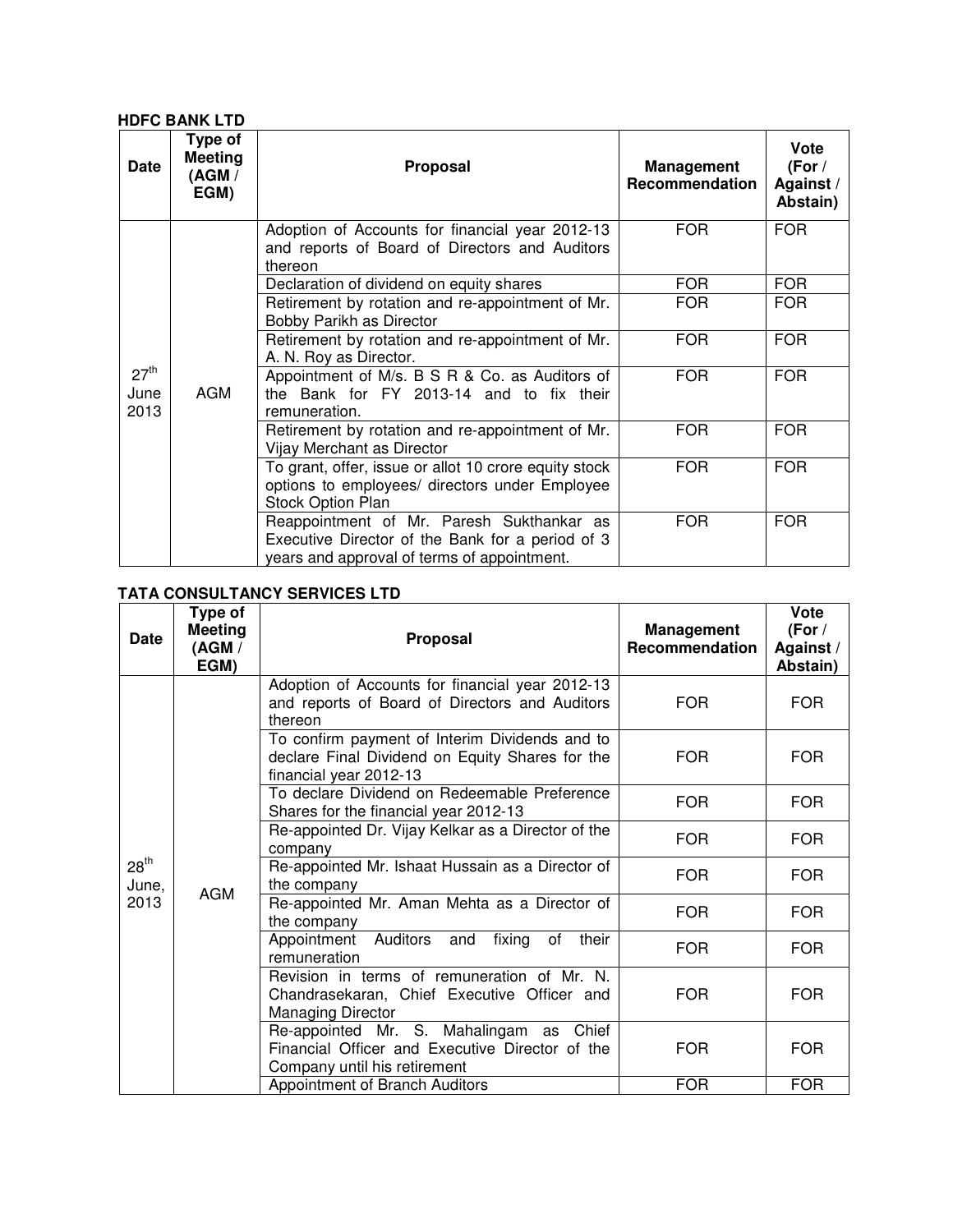**HDFC BANK LTD**

| Date | Type of Meeting (AGM / EGM) | Proposal | Management Recommendation | Vote (For / Against / Abstain) |
|---|---|---|---|---|
| 27th June 2013 | AGM | Adoption of Accounts for financial year 2012-13 and reports of Board of Directors and Auditors thereon | FOR | FOR |
| | | Declaration of dividend on equity shares | FOR | FOR |
| | | Retirement by rotation and re-appointment of Mr. Bobby Parikh as Director | FOR | FOR |
| | | Retirement by rotation and re-appointment of Mr. A. N. Roy as Director. | FOR | FOR |
| | | Appointment of M/s. B S R & Co. as Auditors of the Bank for FY 2013-14 and to fix their remuneration. | FOR | FOR |
| | | Retirement by rotation and re-appointment of Mr. Vijay Merchant as Director | FOR | FOR |
| | | To grant, offer, issue or allot 10 crore equity stock options to employees/ directors under Employee Stock Option Plan | FOR | FOR |
| | | Reappointment of Mr. Paresh Sukthankar as Executive Director of the Bank for a period of 3 years and approval of terms of appointment. | FOR | FOR |

**TATA CONSULTANCY SERVICES LTD**

| Date | Type of Meeting (AGM / EGM) | Proposal | Management Recommendation | Vote (For / Against / Abstain) |
|---|---|---|---|---|
| 28th June, 2013 | AGM | Adoption of Accounts for financial year 2012-13 and reports of Board of Directors and Auditors thereon | FOR | FOR |
| | | To confirm payment of Interim Dividends and to declare Final Dividend on Equity Shares for the financial year 2012-13 | FOR | FOR |
| | | To declare Dividend on Redeemable Preference Shares for the financial year 2012-13 | FOR | FOR |
| | | Re-appointed Dr. Vijay Kelkar as a Director of the company | FOR | FOR |
| | | Re-appointed Mr. Ishaat Hussain as a Director of the company | FOR | FOR |
| | | Re-appointed Mr. Aman Mehta as a Director of the company | FOR | FOR |
| | | Appointment Auditors and fixing of their remuneration | FOR | FOR |
| | | Revision in terms of remuneration of Mr. N. Chandrasekaran, Chief Executive Officer and Managing Director | FOR | FOR |
| | | Re-appointed Mr. S. Mahalingam as Chief Financial Officer and Executive Director of the Company until his retirement | FOR | FOR |
| | | Appointment of Branch Auditors | FOR | FOR |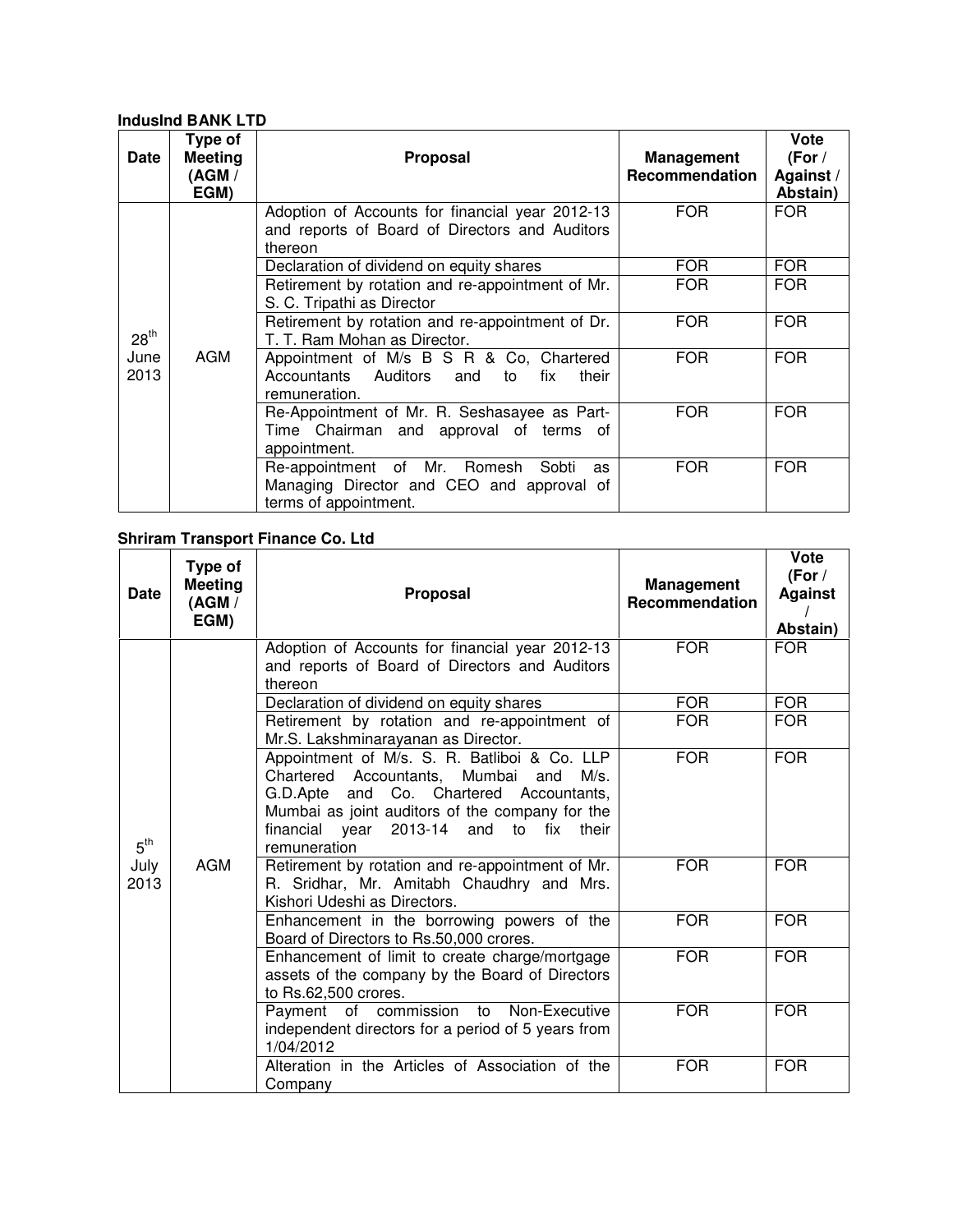**IndusInd BANK LTD**

| Date | Type of Meeting (AGM / EGM) | Proposal | Management Recommendation | Vote (For / Against / Abstain) |
|---|---|---|---|---|
| 28th June 2013 | AGM | Adoption of Accounts for financial year 2012-13 and reports of Board of Directors and Auditors thereon | FOR | FOR |
| | | Declaration of dividend on equity shares | FOR | FOR |
| | | Retirement by rotation and re-appointment of Mr. S. C. Tripathi as Director | FOR | FOR |
| | | Retirement by rotation and re-appointment of Dr. T. T. Ram Mohan as Director. | FOR | FOR |
| | | Appointment of M/s B S R & Co, Chartered Accountants Auditors and to fix their remuneration. | FOR | FOR |
| | | Re-Appointment of Mr. R. Seshasayee as Part-Time Chairman and approval of terms of appointment. | FOR | FOR |
| | | Re-appointment of Mr. Romesh Sobti as Managing Director and CEO and approval of terms of appointment. | FOR | FOR |

**Shriram Transport Finance Co. Ltd**

| Date | Type of Meeting (AGM / EGM) | Proposal | Management Recommendation | Vote (For / Against / Abstain) |
|---|---|---|---|---|
| 5th July 2013 | AGM | Adoption of Accounts for financial year 2012-13 and reports of Board of Directors and Auditors thereon | FOR | FOR |
| | | Declaration of dividend on equity shares | FOR | FOR |
| | | Retirement by rotation and re-appointment of Mr.S. Lakshminarayanan as Director. | FOR | FOR |
| | | Appointment of M/s. S. R. Batliboi & Co. LLP Chartered Accountants, Mumbai and M/s. G.D.Apte and Co. Chartered Accountants, Mumbai as joint auditors of the company for the financial year 2013-14 and to fix their remuneration | FOR | FOR |
| | | Retirement by rotation and re-appointment of Mr. R. Sridhar, Mr. Amitabh Chaudhry and Mrs. Kishori Udeshi as Directors. | FOR | FOR |
| | | Enhancement in the borrowing powers of the Board of Directors to Rs.50,000 crores. | FOR | FOR |
| | | Enhancement of limit to create charge/mortgage assets of the company by the Board of Directors to Rs.62,500 crores. | FOR | FOR |
| | | Payment of commission to Non-Executive independent directors for a period of 5 years from 1/04/2012 | FOR | FOR |
| | | Alteration in the Articles of Association of the Company | FOR | FOR |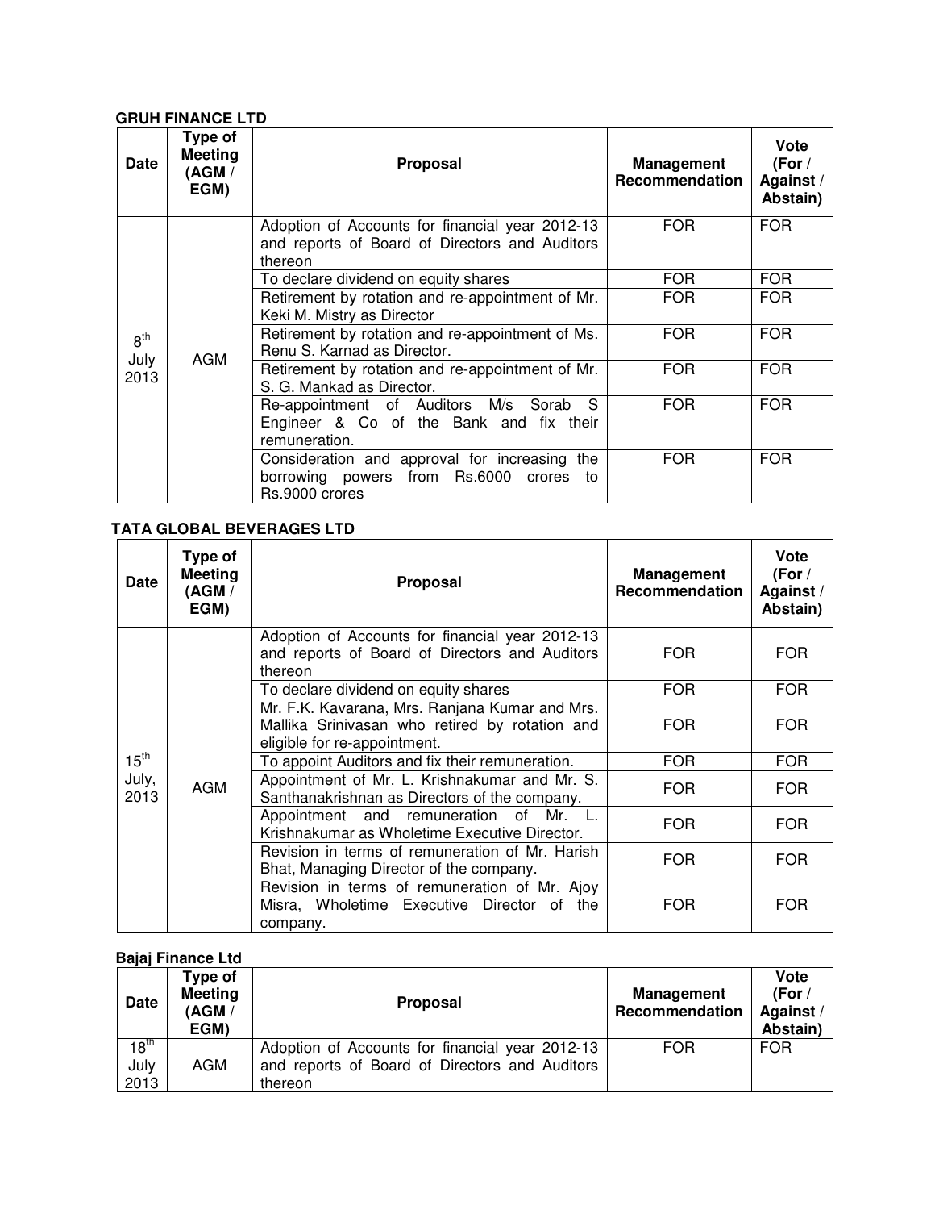**GRUH FINANCE LTD**

| Date | Type of Meeting (AGM / EGM) | Proposal | Management Recommendation | Vote (For / Against / Abstain) |
|---|---|---|---|---|
| 8th July 2013 | AGM | Adoption of Accounts for financial year 2012-13 and reports of Board of Directors and Auditors thereon | FOR | FOR |
| | | To declare dividend on equity shares | FOR | FOR |
| | | Retirement by rotation and re-appointment of Mr. Keki M. Mistry as Director | FOR | FOR |
| | | Retirement by rotation and re-appointment of Ms. Renu S. Karnad as Director. | FOR | FOR |
| | | Retirement by rotation and re-appointment of Mr. S. G. Mankad as Director. | FOR | FOR |
| | | Re-appointment of Auditors M/s Sorab S Engineer & Co of the Bank and fix their remuneration. | FOR | FOR |
| | | Consideration and approval for increasing the borrowing powers from Rs.6000 crores to Rs.9000 crores | FOR | FOR |

**TATA GLOBAL BEVERAGES LTD**

| Date | Type of Meeting (AGM / EGM) | Proposal | Management Recommendation | Vote (For / Against / Abstain) |
|---|---|---|---|---|
| 15th July, 2013 | AGM | Adoption of Accounts for financial year 2012-13 and reports of Board of Directors and Auditors thereon | FOR | FOR |
| | | To declare dividend on equity shares | FOR | FOR |
| | | Mr. F.K. Kavarana, Mrs. Ranjana Kumar and Mrs. Mallika Srinivasan who retired by rotation and eligible for re-appointment. | FOR | FOR |
| | | To appoint Auditors and fix their remuneration. | FOR | FOR |
| | | Appointment of Mr. L. Krishnakumar and Mr. S. Santhanakrishnan as Directors of the company. | FOR | FOR |
| | | Appointment and remuneration of Mr. L. Krishnakumar as Wholetime Executive Director. | FOR | FOR |
| | | Revision in terms of remuneration of Mr. Harish Bhat, Managing Director of the company. | FOR | FOR |
| | | Revision in terms of remuneration of Mr. Ajoy Misra, Wholetime Executive Director of the company. | FOR | FOR |

**Bajaj Finance Ltd**

| Date | Type of Meeting (AGM / EGM) | Proposal | Management Recommendation | Vote (For / Against / Abstain) |
|---|---|---|---|---|
| 18th July 2013 | AGM | Adoption of Accounts for financial year 2012-13 and reports of Board of Directors and Auditors thereon | FOR | FOR |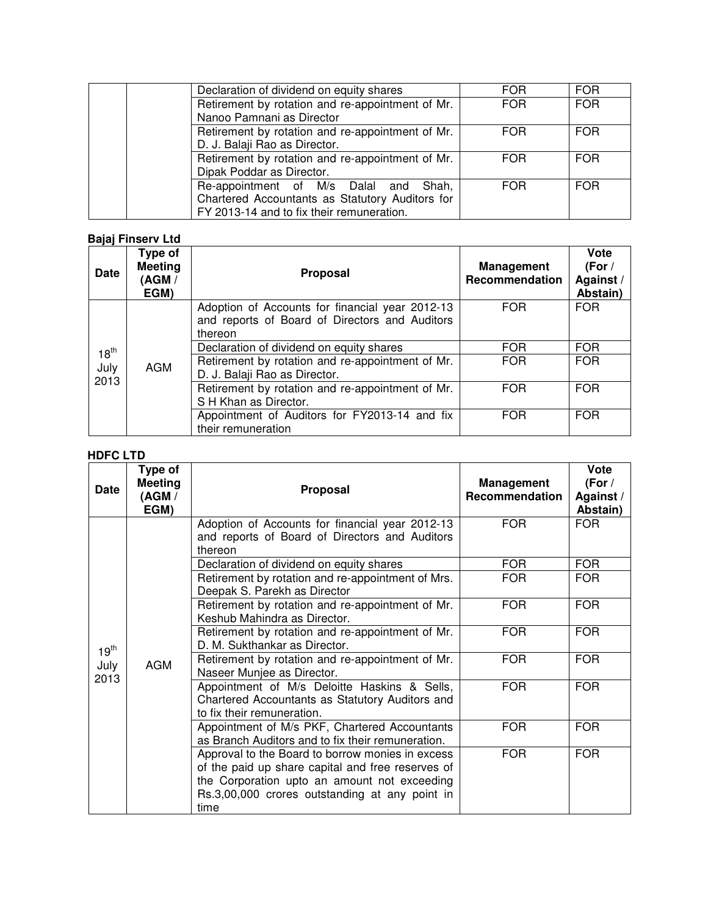| | | Proposal | Management Recommendation | Vote (For / Against / Abstain) |
|---|---|---|---|---|
| | | Declaration of dividend on equity shares | FOR | FOR |
| | | Retirement by rotation and re-appointment of Mr. Nanoo Pamnani as Director | FOR | FOR |
| | | Retirement by rotation and re-appointment of Mr. D. J. Balaji Rao as Director. | FOR | FOR |
| | | Retirement by rotation and re-appointment of Mr. Dipak Poddar as Director. | FOR | FOR |
| | | Re-appointment of M/s Dalal and Shah, Chartered Accountants as Statutory Auditors for FY 2013-14 and to fix their remuneration. | FOR | FOR |

**Bajaj Finserv Ltd**

| Date | Type of Meeting (AGM / EGM) | Proposal | Management Recommendation | Vote (For / Against / Abstain) |
|---|---|---|---|---|
| 18th July 2013 | AGM | Adoption of Accounts for financial year 2012-13 and reports of Board of Directors and Auditors thereon | FOR | FOR |
| | | Declaration of dividend on equity shares | FOR | FOR |
| | | Retirement by rotation and re-appointment of Mr. D. J. Balaji Rao as Director. | FOR | FOR |
| | | Retirement by rotation and re-appointment of Mr. S H Khan as Director. | FOR | FOR |
| | | Appointment of Auditors for FY2013-14 and fix their remuneration | FOR | FOR |

**HDFC LTD**

| Date | Type of Meeting (AGM / EGM) | Proposal | Management Recommendation | Vote (For / Against / Abstain) |
|---|---|---|---|---|
| 19th July 2013 | AGM | Adoption of Accounts for financial year 2012-13 and reports of Board of Directors and Auditors thereon | FOR | FOR |
| | | Declaration of dividend on equity shares | FOR | FOR |
| | | Retirement by rotation and re-appointment of Mrs. Deepak S. Parekh as Director | FOR | FOR |
| | | Retirement by rotation and re-appointment of Mr. Keshub Mahindra as Director. | FOR | FOR |
| | | Retirement by rotation and re-appointment of Mr. D. M. Sukthankar as Director. | FOR | FOR |
| | | Retirement by rotation and re-appointment of Mr. Naseer Munjee as Director. | FOR | FOR |
| | | Appointment of M/s Deloitte Haskins & Sells, Chartered Accountants as Statutory Auditors and to fix their remuneration. | FOR | FOR |
| | | Appointment of M/s PKF, Chartered Accountants as Branch Auditors and to fix their remuneration. | FOR | FOR |
| | | Approval to the Board to borrow monies in excess of the paid up share capital and free reserves of the Corporation upto an amount not exceeding Rs.3,00,000 crores outstanding at any point in time | FOR | FOR |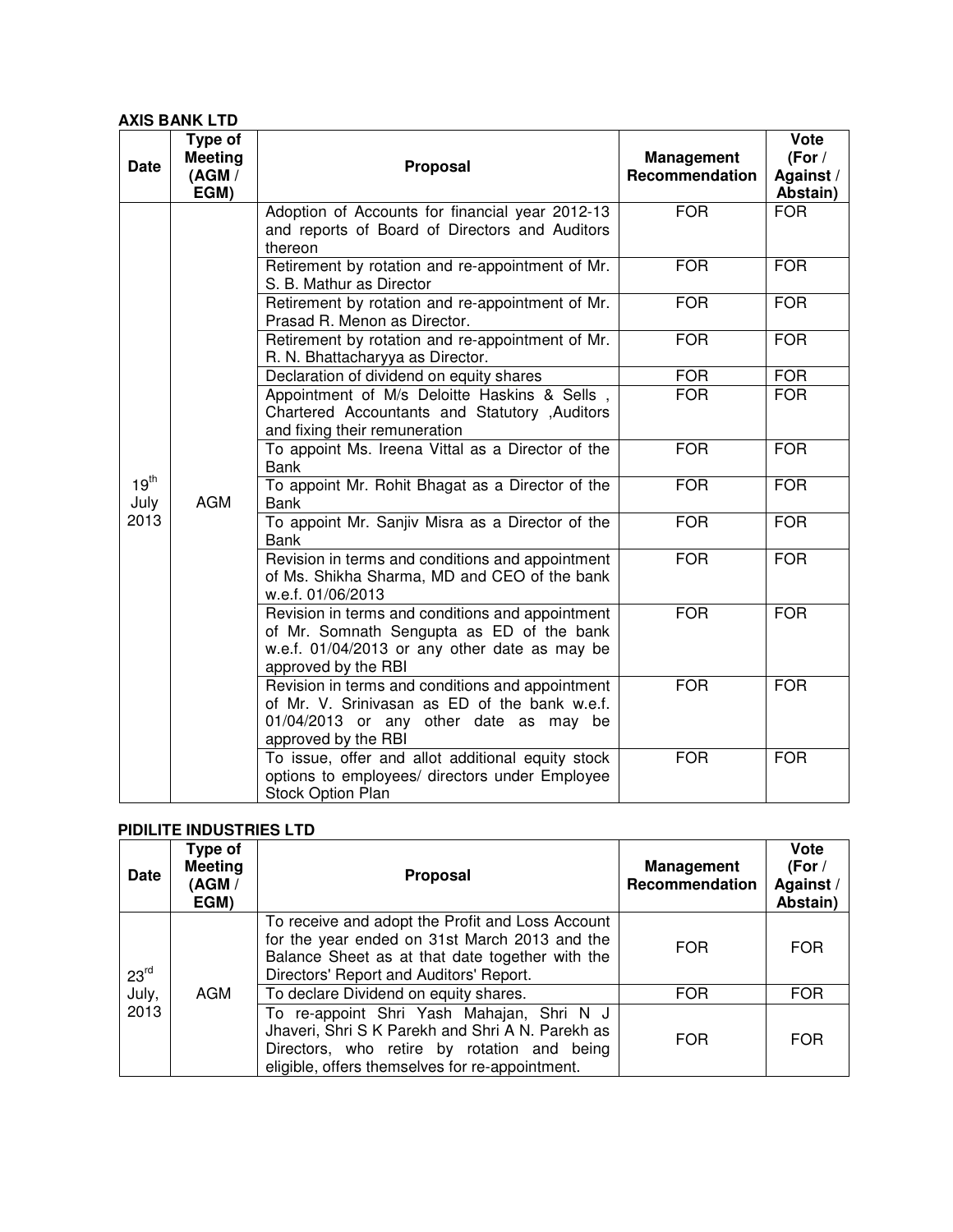**AXIS BANK LTD**

| Date | Type of Meeting (AGM / EGM) | Proposal | Management Recommendation | Vote (For / Against / Abstain) |
|---|---|---|---|---|
| 19th July 2013 | AGM | Adoption of Accounts for financial year 2012-13 and reports of Board of Directors and Auditors thereon | FOR | FOR |
| | | Retirement by rotation and re-appointment of Mr. S. B. Mathur as Director | FOR | FOR |
| | | Retirement by rotation and re-appointment of Mr. Prasad R. Menon as Director. | FOR | FOR |
| | | Retirement by rotation and re-appointment of Mr. R. N. Bhattacharyya as Director. | FOR | FOR |
| | | Declaration of dividend on equity shares | FOR | FOR |
| | | Appointment of M/s Deloitte Haskins & Sells , Chartered Accountants and Statutory ,Auditors and fixing their remuneration | FOR | FOR |
| | | To appoint Ms. Ireena Vittal as a Director of the Bank | FOR | FOR |
| | | To appoint Mr. Rohit Bhagat as a Director of the Bank | FOR | FOR |
| | | To appoint Mr. Sanjiv Misra as a Director of the Bank | FOR | FOR |
| | | Revision in terms and conditions and appointment of Ms. Shikha Sharma, MD and CEO of the bank w.e.f. 01/06/2013 | FOR | FOR |
| | | Revision in terms and conditions and appointment of Mr. Somnath Sengupta as ED of the bank w.e.f. 01/04/2013 or any other date as may be approved by the RBI | FOR | FOR |
| | | Revision in terms and conditions and appointment of Mr. V. Srinivasan as ED of the bank w.e.f. 01/04/2013 or any other date as may be approved by the RBI | FOR | FOR |
| | | To issue, offer and allot additional equity stock options to employees/ directors under Employee Stock Option Plan | FOR | FOR |

**PIDILITE INDUSTRIES LTD**

| Date | Type of Meeting (AGM / EGM) | Proposal | Management Recommendation | Vote (For / Against / Abstain) |
|---|---|---|---|---|
| 23rd July, 2013 | AGM | To receive and adopt the Profit and Loss Account for the year ended on 31st March 2013 and the Balance Sheet as at that date together with the Directors' Report and Auditors' Report. | FOR | FOR |
| | | To declare Dividend on equity shares. | FOR | FOR |
| | | To re-appoint Shri Yash Mahajan, Shri N J Jhaveri, Shri S K Parekh and Shri A N. Parekh as Directors, who retire by rotation and being eligible, offers themselves for re-appointment. | FOR | FOR |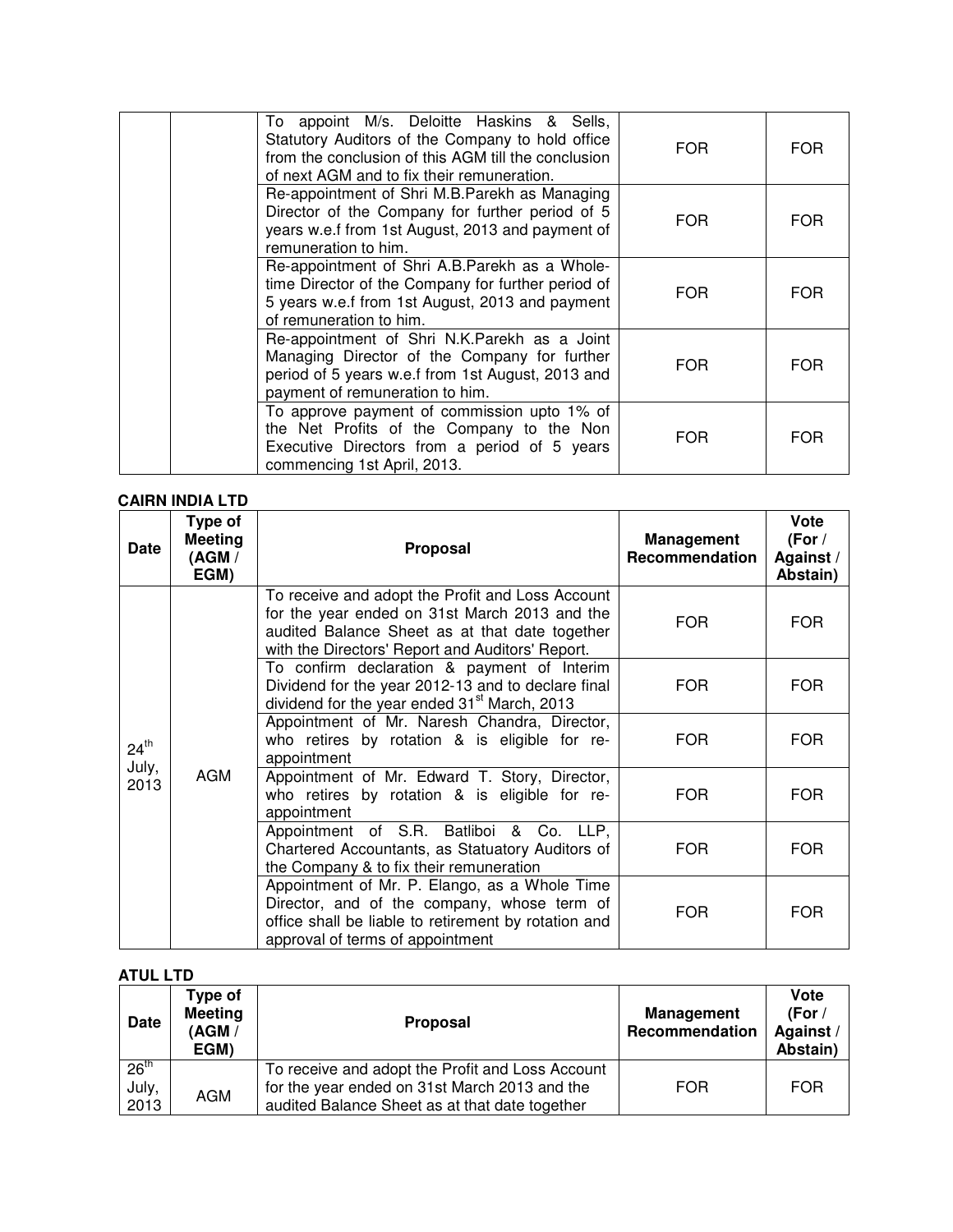| | | To appoint M/s. Deloitte Haskins & Sells, Statutory Auditors of the Company to hold office from the conclusion of this AGM till the conclusion of next AGM and to fix their remuneration. | FOR | FOR |
|---|---|---|---|---|
| | | Re-appointment of Shri M.B.Parekh as Managing Director of the Company for further period of 5 years w.e.f from 1st August, 2013 and payment of remuneration to him. | FOR | FOR |
| | | Re-appointment of Shri A.B.Parekh as a Whole-time Director of the Company for further period of 5 years w.e.f from 1st August, 2013 and payment of remuneration to him. | FOR | FOR |
| | | Re-appointment of Shri N.K.Parekh as a Joint Managing Director of the Company for further period of 5 years w.e.f from 1st August, 2013 and payment of remuneration to him. | FOR | FOR |
| | | To approve payment of commission upto 1% of the Net Profits of the Company to the Non Executive Directors from a period of 5 years commencing 1st April, 2013. | FOR | FOR |

**CAIRN INDIA LTD**

| Date | Type of Meeting (AGM / EGM) | Proposal | Management Recommendation | Vote (For / Against / Abstain) |
|---|---|---|---|---|
| 24th July, 2013 | AGM | To receive and adopt the Profit and Loss Account for the year ended on 31st March 2013 and the audited Balance Sheet as at that date together with the Directors' Report and Auditors' Report. | FOR | FOR |
| | | To confirm declaration & payment of Interim Dividend for the year 2012-13 and to declare final dividend for the year ended 31st March, 2013 | FOR | FOR |
| | | Appointment of Mr. Naresh Chandra, Director, who retires by rotation & is eligible for re-appointment | FOR | FOR |
| | | Appointment of Mr. Edward T. Story, Director, who retires by rotation & is eligible for re-appointment | FOR | FOR |
| | | Appointment of S.R. Batliboi & Co. LLP, Chartered Accountants, as Statuatory Auditors of the Company & to fix their remuneration | FOR | FOR |
| | | Appointment of Mr. P. Elango, as a Whole Time Director, and of the company, whose term of office shall be liable to retirement by rotation and approval of terms of appointment | FOR | FOR |

**ATUL LTD**

| Date | Type of Meeting (AGM / EGM) | Proposal | Management Recommendation | Vote (For / Against / Abstain) |
|---|---|---|---|---|
| 26th July, 2013 | AGM | To receive and adopt the Profit and Loss Account for the year ended on 31st March 2013 and the audited Balance Sheet as at that date together | FOR | FOR |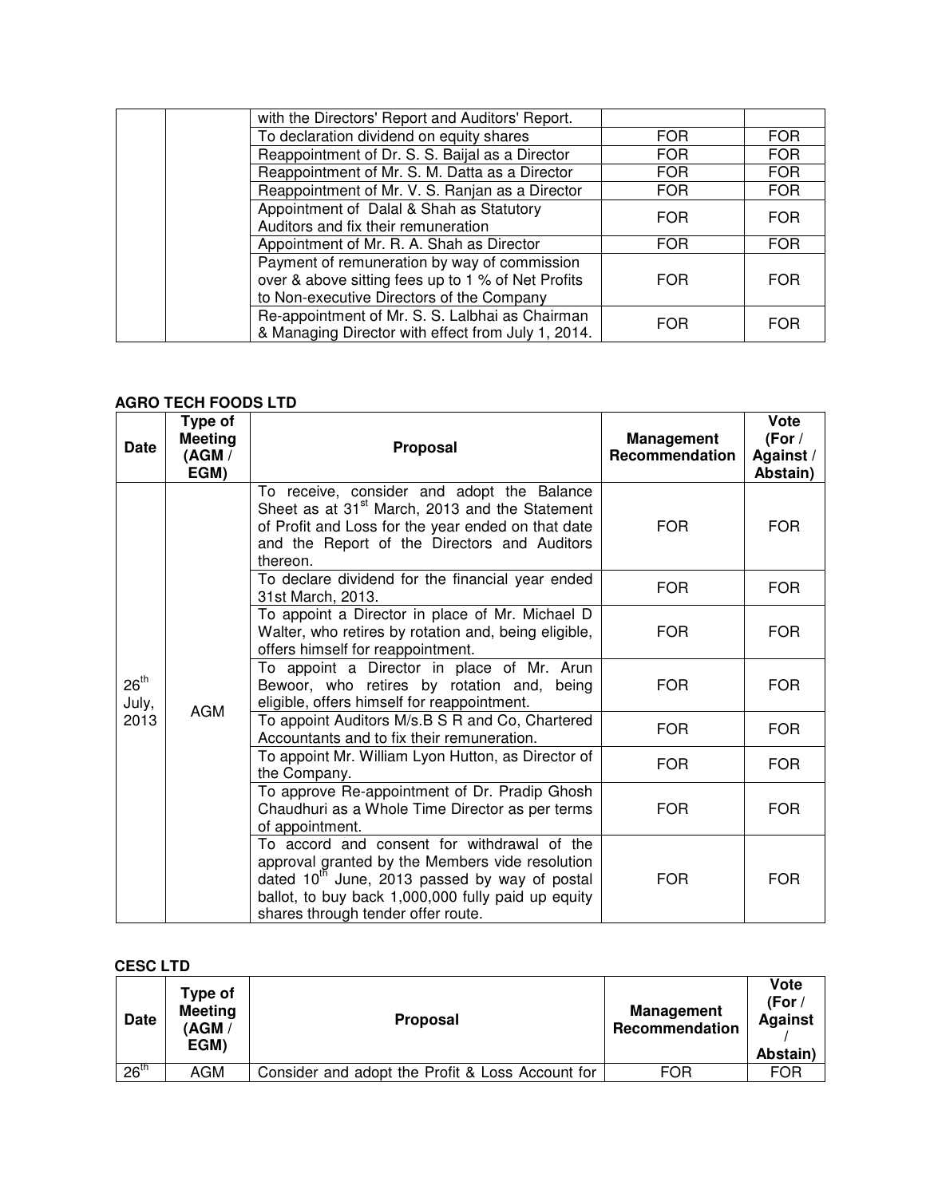|  |  | with the Directors' Report and Auditors' Report. |  |  |
|---|---|---|---|---|
|  |  | To declaration dividend on equity shares | FOR | FOR |
|  |  | Reappointment of Dr. S. S. Baijal as a Director | FOR | FOR |
|  |  | Reappointment of Mr. S. M. Datta as a Director | FOR | FOR |
|  |  | Reappointment of Mr. V. S. Ranjan as a Director | FOR | FOR |
|  |  | Appointment of Dalal & Shah as Statutory Auditors and fix their remuneration | FOR | FOR |
|  |  | Appointment of Mr. R. A. Shah as Director | FOR | FOR |
|  |  | Payment of remuneration by way of commission over & above sitting fees up to 1 % of Net Profits to Non-executive Directors of the Company | FOR | FOR |
|  |  | Re-appointment of Mr. S. S. Lalbhai as Chairman & Managing Director with effect from July 1, 2014. | FOR | FOR |

**AGRO TECH FOODS LTD**

| Date | Type of Meeting (AGM / EGM) | Proposal | Management Recommendation | Vote (For / Against / Abstain) |
|---|---|---|---|---|
| 26th July, 2013 | AGM | To receive, consider and adopt the Balance Sheet as at 31st March, 2013 and the Statement of Profit and Loss for the year ended on that date and the Report of the Directors and Auditors thereon. | FOR | FOR |
|  |  | To declare dividend for the financial year ended 31st March, 2013. | FOR | FOR |
|  |  | To appoint a Director in place of Mr. Michael D Walter, who retires by rotation and, being eligible, offers himself for reappointment. | FOR | FOR |
|  |  | To appoint a Director in place of Mr. Arun Bewoor, who retires by rotation and, being eligible, offers himself for reappointment. | FOR | FOR |
|  |  | To appoint Auditors M/s.B S R and Co, Chartered Accountants and to fix their remuneration. | FOR | FOR |
|  |  | To appoint Mr. William Lyon Hutton, as Director of the Company. | FOR | FOR |
|  |  | To approve Re-appointment of Dr. Pradip Ghosh Chaudhuri as a Whole Time Director as per terms of appointment. | FOR | FOR |
|  |  | To accord and consent for withdrawal of the approval granted by the Members vide resolution dated 10th June, 2013 passed by way of postal ballot, to buy back 1,000,000 fully paid up equity shares through tender offer route. | FOR | FOR |

**CESC LTD**

| Date | Type of Meeting (AGM / EGM) | Proposal | Management Recommendation | Vote (For / Against / Abstain) |
|---|---|---|---|---|
| 26th | AGM | Consider and adopt the Profit & Loss Account for | FOR | FOR |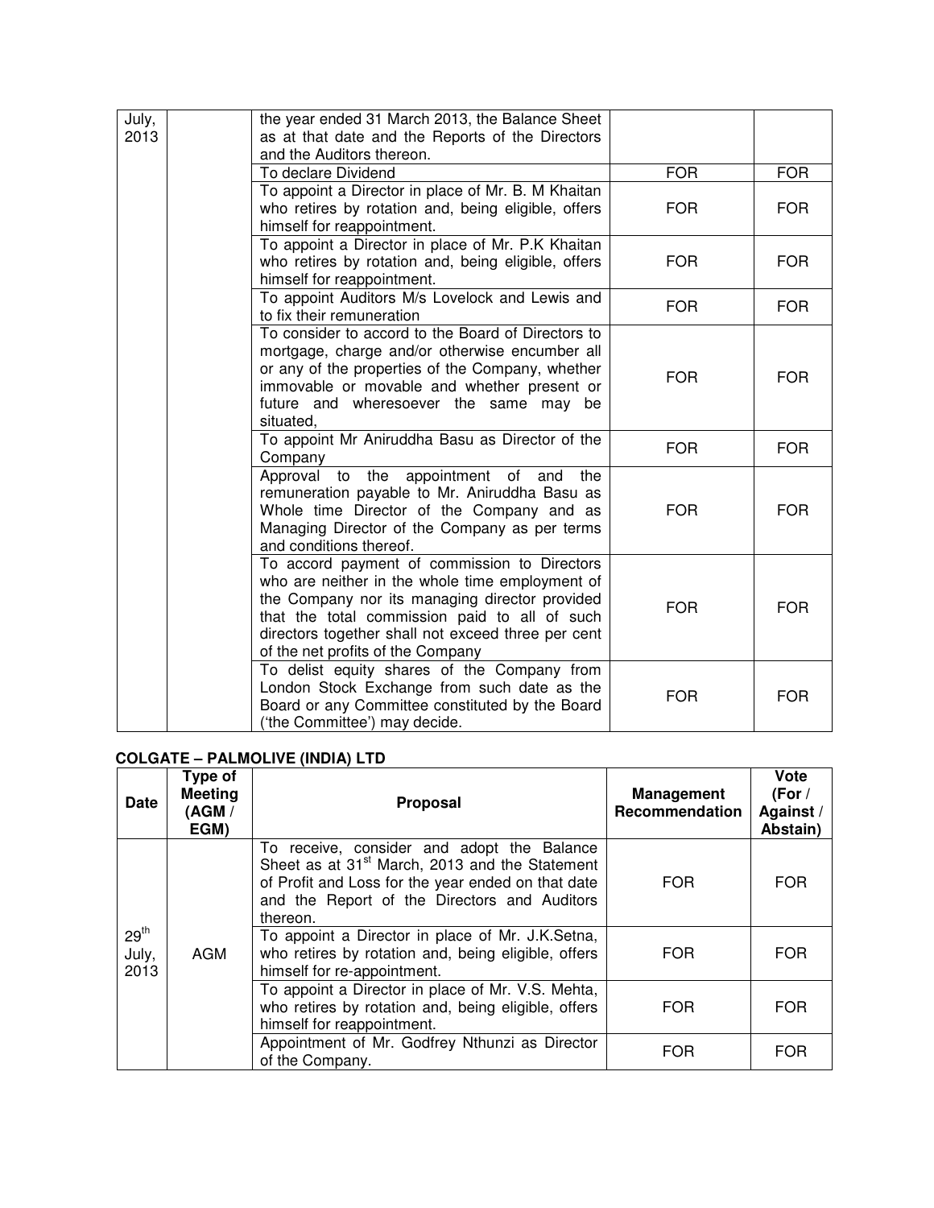| | | | | |
|---|---|---|---|---|
| July, 2013 | | the year ended 31 March 2013, the Balance Sheet as at that date and the Reports of the Directors and the Auditors thereon. | | |
| | | To declare Dividend | FOR | FOR |
| | | To appoint a Director in place of Mr. B. M Khaitan who retires by rotation and, being eligible, offers himself for reappointment. | FOR | FOR |
| | | To appoint a Director in place of Mr. P.K Khaitan who retires by rotation and, being eligible, offers himself for reappointment. | FOR | FOR |
| | | To appoint Auditors M/s Lovelock and Lewis and to fix their remuneration | FOR | FOR |
| | | To consider to accord to the Board of Directors to mortgage, charge and/or otherwise encumber all or any of the properties of the Company, whether immovable or movable and whether present or future and wheresoever the same may be situated, | FOR | FOR |
| | | To appoint Mr Aniruddha Basu as Director of the Company | FOR | FOR |
| | | Approval to the appointment of and the remuneration payable to Mr. Aniruddha Basu as Whole time Director of the Company and as Managing Director of the Company as per terms and conditions thereof. | FOR | FOR |
| | | To accord payment of commission to Directors who are neither in the whole time employment of the Company nor its managing director provided that the total commission paid to all of such directors together shall not exceed three per cent of the net profits of the Company | FOR | FOR |
| | | To delist equity shares of the Company from London Stock Exchange from such date as the Board or any Committee constituted by the Board ('the Committee') may decide. | FOR | FOR |

**COLGATE – PALMOLIVE (INDIA) LTD**

| Date | Type of Meeting (AGM / EGM) | Proposal | Management Recommendation | Vote (For / Against / Abstain) |
|---|---|---|---|---|
| 29th July, 2013 | AGM | To receive, consider and adopt the Balance Sheet as at 31st March, 2013 and the Statement of Profit and Loss for the year ended on that date and the Report of the Directors and Auditors thereon. | FOR | FOR |
| | | To appoint a Director in place of Mr. J.K.Setna, who retires by rotation and, being eligible, offers himself for re-appointment. | FOR | FOR |
| | | To appoint a Director in place of Mr. V.S. Mehta, who retires by rotation and, being eligible, offers himself for reappointment. | FOR | FOR |
| | | Appointment of Mr. Godfrey Nthunzi as Director of the Company. | FOR | FOR |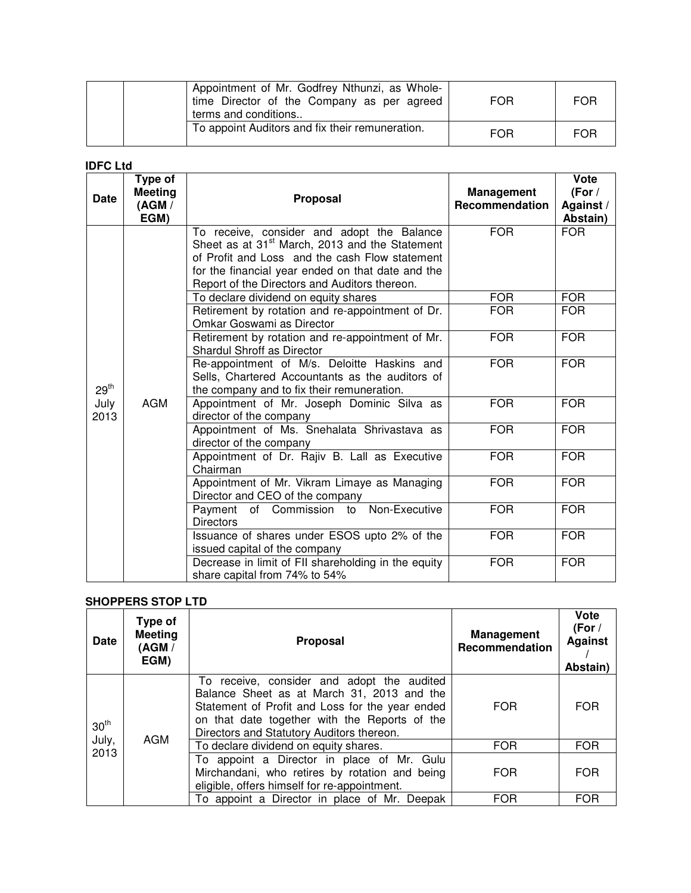| | | Appointment of Mr. Godfrey Nthunzi, as Whole-time Director of the Company as per agreed terms and conditions.. | FOR | FOR |
|---|---|---|---|---|
| | | To appoint Auditors and fix their remuneration. | FOR | FOR |

**IDFC Ltd**

| Date | Type of Meeting (AGM / EGM) | Proposal | Management Recommendation | Vote (For / Against / Abstain) |
|---|---|---|---|---|
| 29th July 2013 | AGM | To receive, consider and adopt the Balance Sheet as at 31st March, 2013 and the Statement of Profit and Loss and the cash Flow statement for the financial year ended on that date and the Report of the Directors and Auditors thereon. | FOR | FOR |
| | | To declare dividend on equity shares | FOR | FOR |
| | | Retirement by rotation and re-appointment of Dr. Omkar Goswami as Director | FOR | FOR |
| | | Retirement by rotation and re-appointment of Mr. Shardul Shroff as Director | FOR | FOR |
| | | Re-appointment of M/s. Deloitte Haskins and Sells, Chartered Accountants as the auditors of the company and to fix their remuneration. | FOR | FOR |
| | | Appointment of Mr. Joseph Dominic Silva as director of the company | FOR | FOR |
| | | Appointment of Ms. Snehalata Shrivastava as director of the company | FOR | FOR |
| | | Appointment of Dr. Rajiv B. Lall as Executive Chairman | FOR | FOR |
| | | Appointment of Mr. Vikram Limaye as Managing Director and CEO of the company | FOR | FOR |
| | | Payment of Commission to Non-Executive Directors | FOR | FOR |
| | | Issuance of shares under ESOS upto 2% of the issued capital of the company | FOR | FOR |
| | | Decrease in limit of FII shareholding in the equity share capital from 74% to 54% | FOR | FOR |

**SHOPPERS STOP LTD**

| Date | Type of Meeting (AGM / EGM) | Proposal | Management Recommendation | Vote (For / Against / Abstain) |
|---|---|---|---|---|
| 30th July, 2013 | AGM | To receive, consider and adopt the audited Balance Sheet as at March 31, 2013 and the Statement of Profit and Loss for the year ended on that date together with the Reports of the Directors and Statutory Auditors thereon. | FOR | FOR |
| | | To declare dividend on equity shares. | FOR | FOR |
| | | To appoint a Director in place of Mr. Gulu Mirchandani, who retires by rotation and being eligible, offers himself for re-appointment. | FOR | FOR |
| | | To appoint a Director in place of Mr. Deepak | FOR | FOR |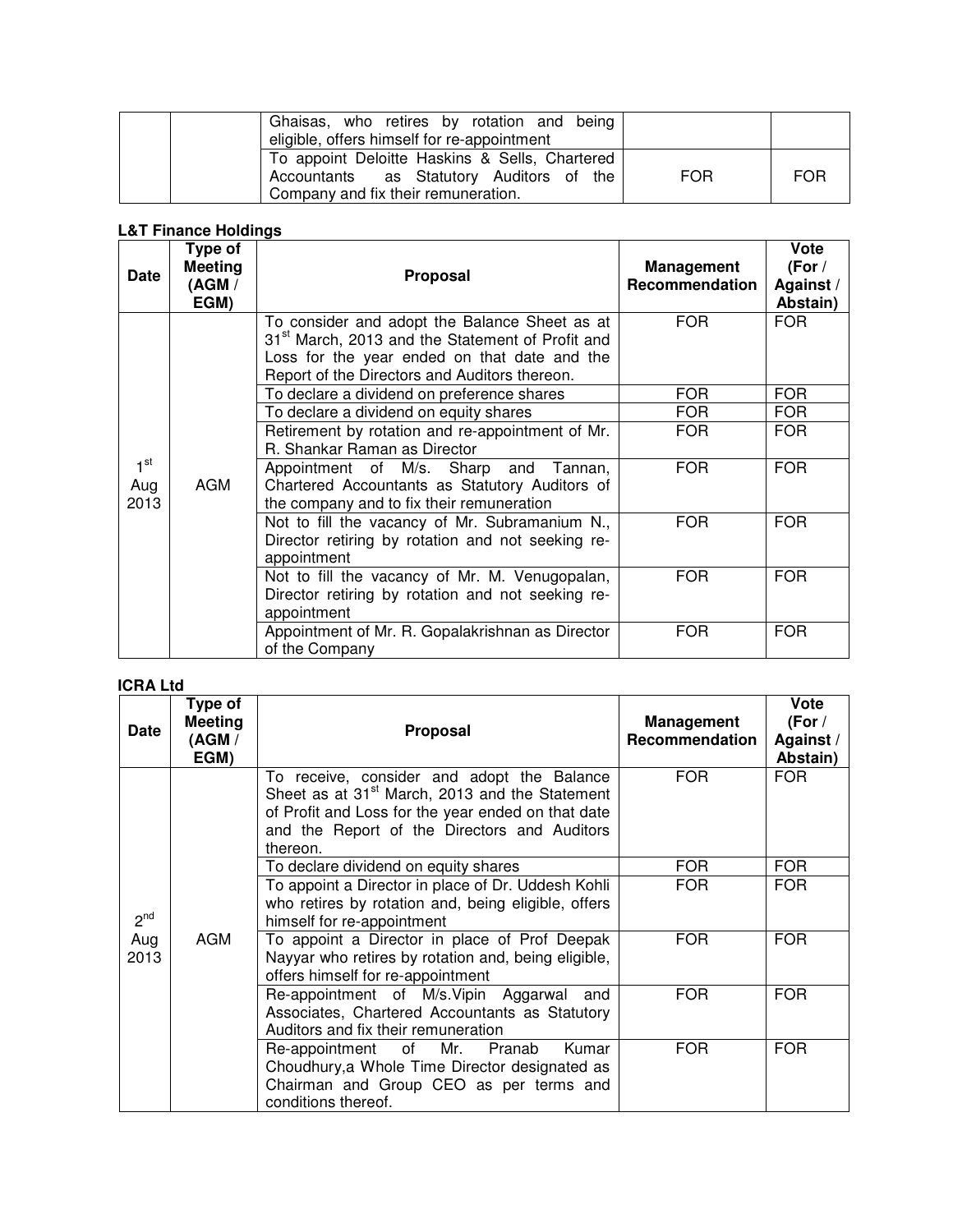| | | Ghaisas, who retires by rotation and being eligible, offers himself for re-appointment | | |
|---|---|---|---|---|
| | | To appoint Deloitte Haskins & Sells, Chartered Accountants as Statutory Auditors of the Company and fix their remuneration. | FOR | FOR |

**L&T Finance Holdings**

| Date | Type of Meeting (AGM / EGM) | Proposal | Management Recommendation | Vote (For / Against / Abstain) |
|---|---|---|---|---|
| 1st Aug 2013 | AGM | To consider and adopt the Balance Sheet as at 31st March, 2013 and the Statement of Profit and Loss for the year ended on that date and the Report of the Directors and Auditors thereon. | FOR | FOR |
| | | To declare a dividend on preference shares | FOR | FOR |
| | | To declare a dividend on equity shares | FOR | FOR |
| | | Retirement by rotation and re-appointment of Mr. R. Shankar Raman as Director | FOR | FOR |
| | | Appointment of M/s. Sharp and Tannan, Chartered Accountants as Statutory Auditors of the company and to fix their remuneration | FOR | FOR |
| | | Not to fill the vacancy of Mr. Subramanium N., Director retiring by rotation and not seeking re-appointment | FOR | FOR |
| | | Not to fill the vacancy of Mr. M. Venugopalan, Director retiring by rotation and not seeking re-appointment | FOR | FOR |
| | | Appointment of Mr. R. Gopalakrishnan as Director of the Company | FOR | FOR |

**ICRA Ltd**

| Date | Type of Meeting (AGM / EGM) | Proposal | Management Recommendation | Vote (For / Against / Abstain) |
|---|---|---|---|---|
| 2nd Aug 2013 | AGM | To receive, consider and adopt the Balance Sheet as at 31st March, 2013 and the Statement of Profit and Loss for the year ended on that date and the Report of the Directors and Auditors thereon. | FOR | FOR |
| | | To declare dividend on equity shares | FOR | FOR |
| | | To appoint a Director in place of Dr. Uddesh Kohli who retires by rotation and, being eligible, offers himself for re-appointment | FOR | FOR |
| | | To appoint a Director in place of Prof Deepak Nayyar who retires by rotation and, being eligible, offers himself for re-appointment | FOR | FOR |
| | | Re-appointment of M/s.Vipin Aggarwal and Associates, Chartered Accountants as Statutory Auditors and fix their remuneration | FOR | FOR |
| | | Re-appointment of Mr. Pranab Kumar Choudhury,a Whole Time Director designated as Chairman and Group CEO as per terms and conditions thereof. | FOR | FOR |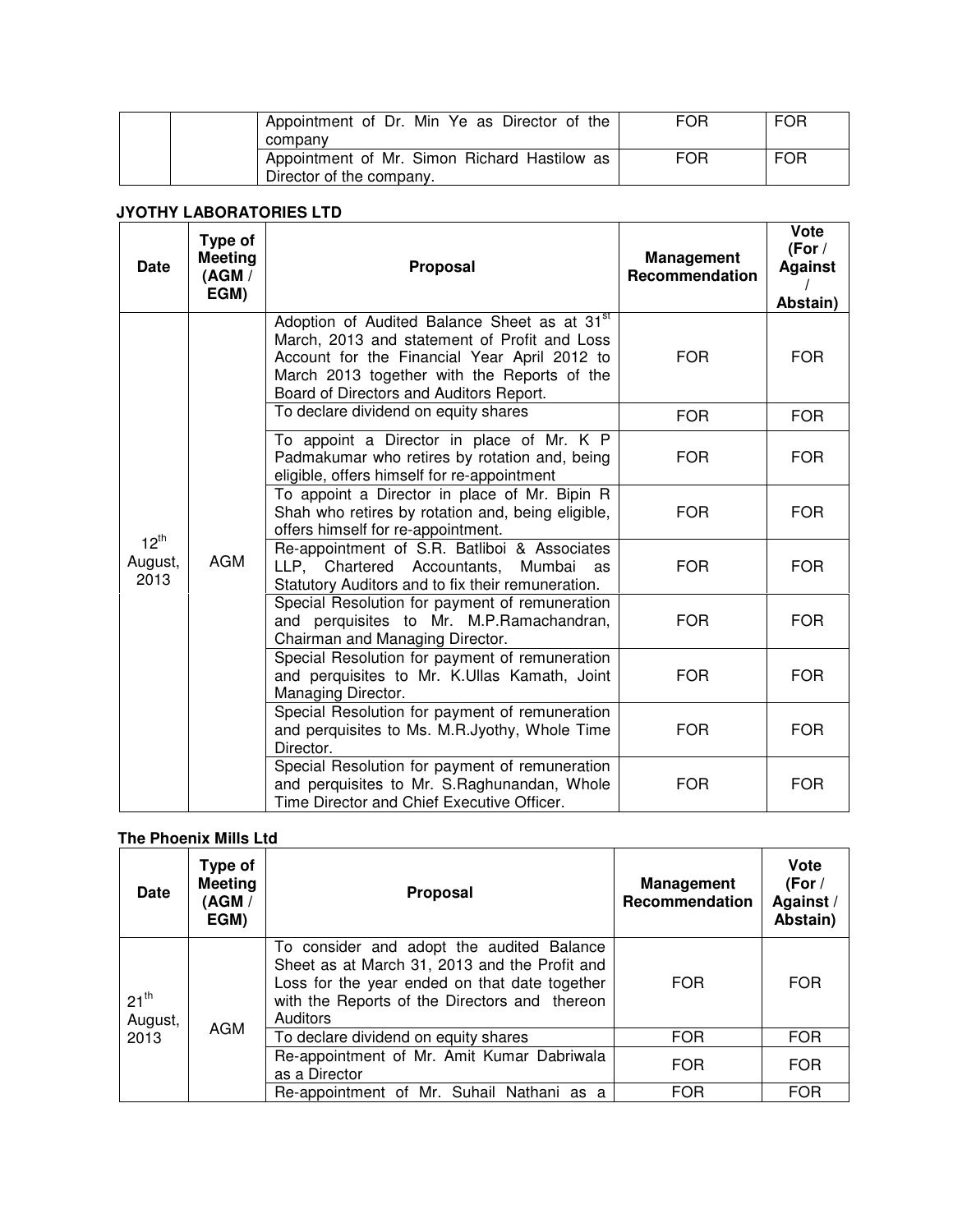| | | Appointment of Dr. Min Ye as Director of the company | FOR | FOR |
|---|---|---|---|---|
| | | Appointment of Mr. Simon Richard Hastilow as Director of the company. | FOR | FOR |

**JYOTHY LABORATORIES LTD**

| Date | Type of Meeting (AGM / EGM) | Proposal | Management Recommendation | Vote (For / Against / Abstain) |
|---|---|---|---|---|
| 12th August, 2013 | AGM | Adoption of Audited Balance Sheet as at 31st March, 2013 and statement of Profit and Loss Account for the Financial Year April 2012 to March 2013 together with the Reports of the Board of Directors and Auditors Report. | FOR | FOR |
| | | To declare dividend on equity shares | FOR | FOR |
| | | To appoint a Director in place of Mr. K P Padmakumar who retires by rotation and, being eligible, offers himself for re-appointment | FOR | FOR |
| | | To appoint a Director in place of Mr. Bipin R Shah who retires by rotation and, being eligible, offers himself for re-appointment. | FOR | FOR |
| | | Re-appointment of S.R. Batliboi & Associates LLP, Chartered Accountants, Mumbai as Statutory Auditors and to fix their remuneration. | FOR | FOR |
| | | Special Resolution for payment of remuneration and perquisites to Mr. M.P.Ramachandran, Chairman and Managing Director. | FOR | FOR |
| | | Special Resolution for payment of remuneration and perquisites to Mr. K.Ullas Kamath, Joint Managing Director. | FOR | FOR |
| | | Special Resolution for payment of remuneration and perquisites to Ms. M.R.Jyothy, Whole Time Director. | FOR | FOR |
| | | Special Resolution for payment of remuneration and perquisites to Mr. S.Raghunandan, Whole Time Director and Chief Executive Officer. | FOR | FOR |

**The Phoenix Mills Ltd**

| Date | Type of Meeting (AGM / EGM) | Proposal | Management Recommendation | Vote (For / Against / Abstain) |
|---|---|---|---|---|
| 21st August, 2013 | AGM | To consider and adopt the audited Balance Sheet as at March 31, 2013 and the Profit and Loss for the year ended on that date together with the Reports of the Directors and thereon Auditors | FOR | FOR |
| | | To declare dividend on equity shares | FOR | FOR |
| | | Re-appointment of Mr. Amit Kumar Dabriwala as a Director | FOR | FOR |
| | | Re-appointment of Mr. Suhail Nathani as a | FOR | FOR |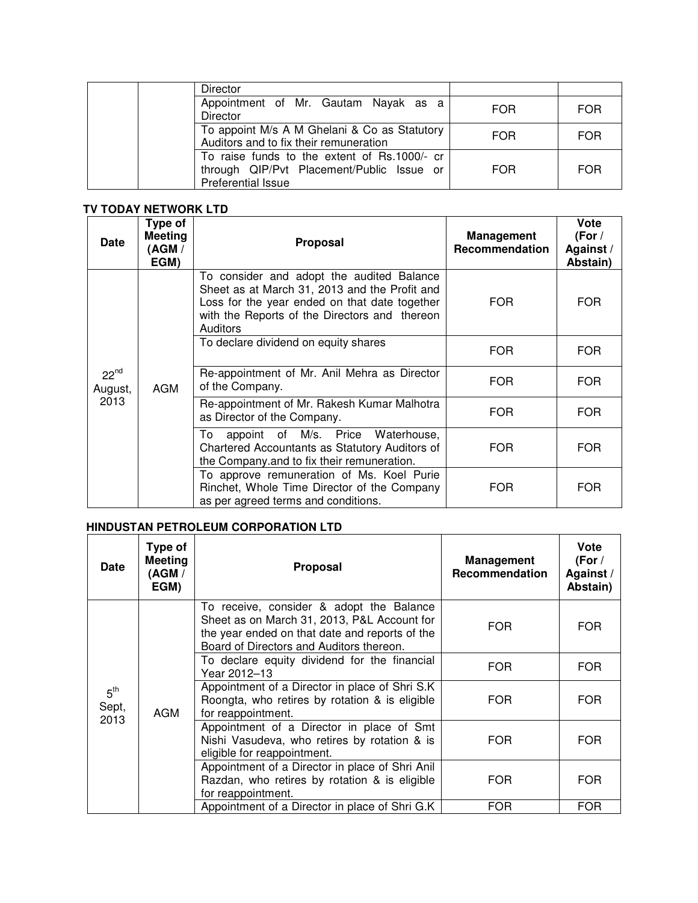| | | Director | | |
|---|---|---|---|---|
| | | Appointment of Mr. Gautam Nayak as a Director | FOR | FOR |
| | | To appoint M/s A M Ghelani & Co as Statutory Auditors and to fix their remuneration | FOR | FOR |
| | | To raise funds to the extent of Rs.1000/- cr through QIP/Pvt Placement/Public Issue or Preferential Issue | FOR | FOR |

**TV TODAY NETWORK LTD**

| Date | Type of Meeting (AGM / EGM) | Proposal | Management Recommendation | Vote (For / Against / Abstain) |
|---|---|---|---|---|
| 22nd August, 2013 | AGM | To consider and adopt the audited Balance Sheet as at March 31, 2013 and the Profit and Loss for the year ended on that date together with the Reports of the Directors and thereon Auditors | FOR | FOR |
| | | To declare dividend on equity shares | FOR | FOR |
| | | Re-appointment of Mr. Anil Mehra as Director of the Company. | FOR | FOR |
| | | Re-appointment of Mr. Rakesh Kumar Malhotra as Director of the Company. | FOR | FOR |
| | | To appoint of M/s. Price Waterhouse, Chartered Accountants as Statutory Auditors of the Company.and to fix their remuneration. | FOR | FOR |
| | | To approve remuneration of Ms. Koel Purie Rinchet, Whole Time Director of the Company as per agreed terms and conditions. | FOR | FOR |

**HINDUSTAN PETROLEUM CORPORATION LTD**

| Date | Type of Meeting (AGM / EGM) | Proposal | Management Recommendation | Vote (For / Against / Abstain) |
|---|---|---|---|---|
| 5th Sept, 2013 | AGM | To receive, consider & adopt the Balance Sheet as on March 31, 2013, P&L Account for the year ended on that date and reports of the Board of Directors and Auditors thereon. | FOR | FOR |
| | | To declare equity dividend for the financial Year 2012–13 | FOR | FOR |
| | | Appointment of a Director in place of Shri S.K Roongta, who retires by rotation & is eligible for reappointment. | FOR | FOR |
| | | Appointment of a Director in place of Smt Nishi Vasudeva, who retires by rotation & is eligible for reappointment. | FOR | FOR |
| | | Appointment of a Director in place of Shri Anil Razdan, who retires by rotation & is eligible for reappointment. | FOR | FOR |
| | | Appointment of a Director in place of Shri G.K | FOR | FOR |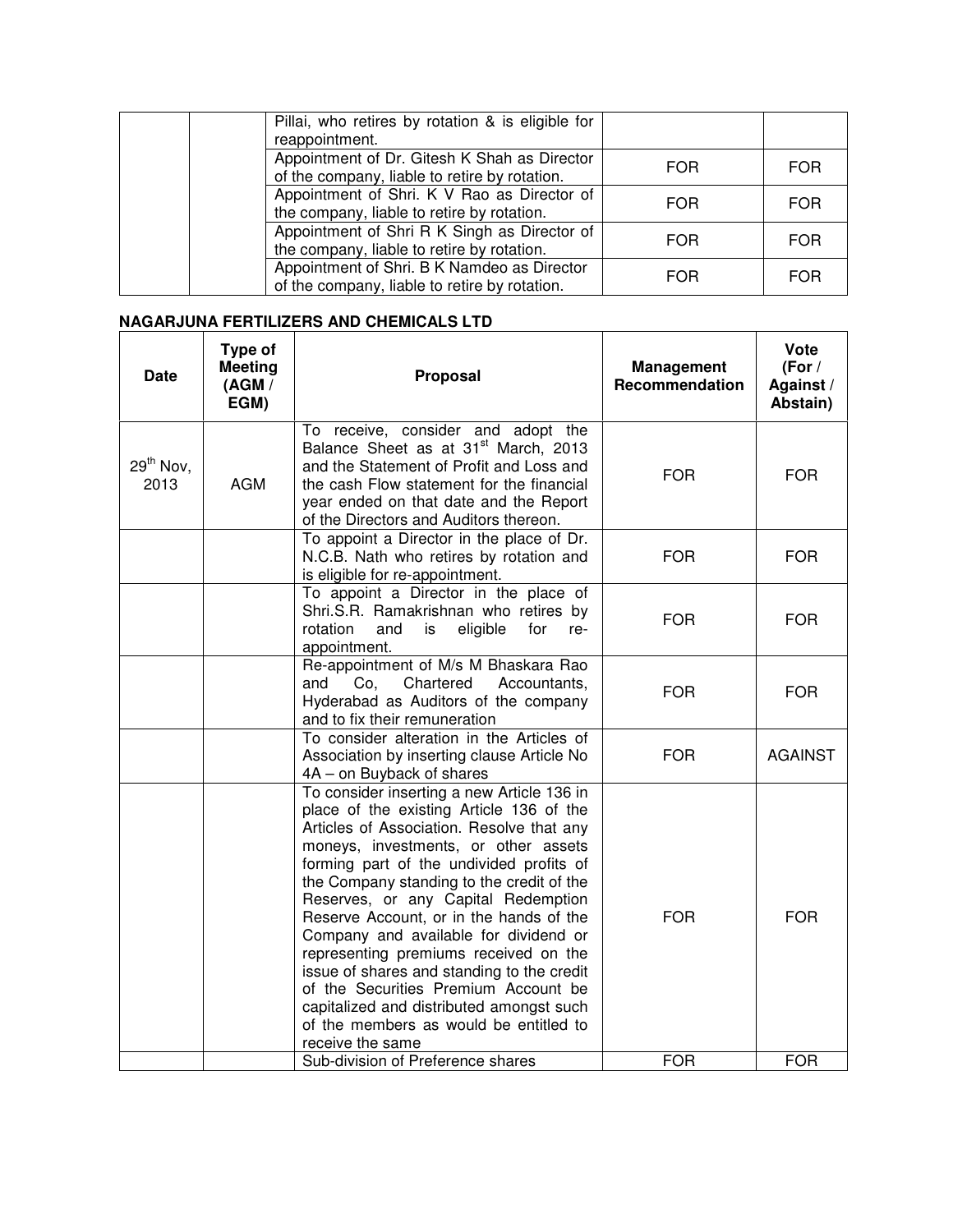| | | Pillai, who retires by rotation & is eligible for reappointment. | | |
|---|---|---|---|---|
| | | Appointment of Dr. Gitesh K Shah as Director of the company, liable to retire by rotation. | FOR | FOR |
| | | Appointment of Shri. K V Rao as Director of the company, liable to retire by rotation. | FOR | FOR |
| | | Appointment of Shri R K Singh as Director of the company, liable to retire by rotation. | FOR | FOR |
| | | Appointment of Shri. B K Namdeo as Director of the company, liable to retire by rotation. | FOR | FOR |

**NAGARJUNA FERTILIZERS AND CHEMICALS LTD**

| Date | Type of Meeting (AGM / EGM) | Proposal | Management Recommendation | Vote (For / Against / Abstain) |
|---|---|---|---|---|
| 29th Nov, 2013 | AGM | To receive, consider and adopt the Balance Sheet as at 31st March, 2013 and the Statement of Profit and Loss and the cash Flow statement for the financial year ended on that date and the Report of the Directors and Auditors thereon. | FOR | FOR |
| | | To appoint a Director in the place of Dr. N.C.B. Nath who retires by rotation and is eligible for re-appointment. | FOR | FOR |
| | | To appoint a Director in the place of Shri.S.R. Ramakrishnan who retires by rotation and is eligible for re-appointment. | FOR | FOR |
| | | Re-appointment of M/s M Bhaskara Rao and Co, Chartered Accountants, Hyderabad as Auditors of the company and to fix their remuneration | FOR | FOR |
| | | To consider alteration in the Articles of Association by inserting clause Article No 4A – on Buyback of shares | FOR | AGAINST |
| | | To consider inserting a new Article 136 in place of the existing Article 136 of the Articles of Association. Resolve that any moneys, investments, or other assets forming part of the undivided profits of the Company standing to the credit of the Reserves, or any Capital Redemption Reserve Account, or in the hands of the Company and available for dividend or representing premiums received on the issue of shares and standing to the credit of the Securities Premium Account be capitalized and distributed amongst such of the members as would be entitled to receive the same | FOR | FOR |
| | | Sub-division of Preference shares | FOR | FOR |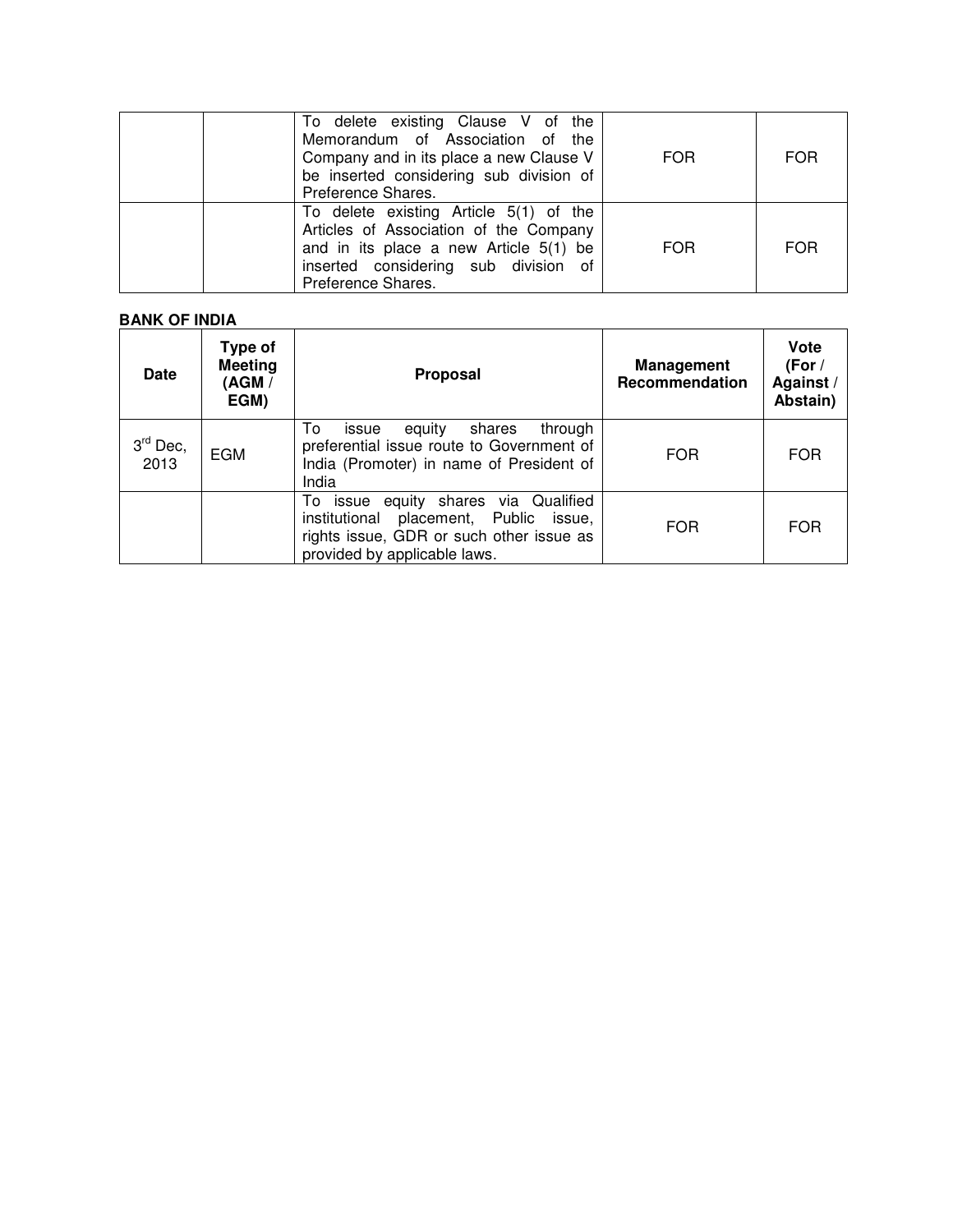| | | | | |
|---|---|---|---|---|
| | | To delete existing Clause V of the Memorandum of Association of the Company and in its place a new Clause V be inserted considering sub division of Preference Shares. | FOR | FOR |
| | | To delete existing Article 5(1) of the Articles of Association of the Company and in its place a new Article 5(1) be inserted considering sub division of Preference Shares. | FOR | FOR |

**BANK OF INDIA**

| Date | Type of Meeting (AGM / EGM) | Proposal | Management Recommendation | Vote (For / Against / Abstain) |
|---|---|---|---|---|
| 3rd Dec, 2013 | EGM | To issue equity shares through preferential issue route to Government of India (Promoter) in name of President of India | FOR | FOR |
| | | To issue equity shares via Qualified institutional placement, Public issue, rights issue, GDR or such other issue as provided by applicable laws. | FOR | FOR |